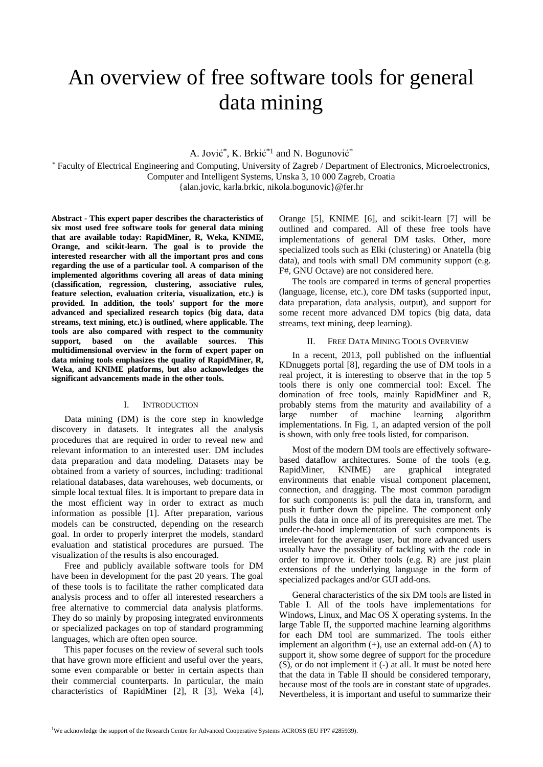# An overview of free software tools for general data mining

A. Jović[*], K. Brkić[*1] and N. Bogunović[*]

[*] Faculty of Electrical Engineering and Computing, University of Zagreb / Department of Electronics, Microelectronics, Computer and Intelligent Systems, Unska 3, 10 000 Zagreb, Croatia
{alan.jovic, karla.brkic, nikola.bogunovic}@fer.hr

**Abstract - This expert paper describes the characteristics of six most used free software tools for general data mining that are available today: RapidMiner, R, Weka, KNIME, Orange, and scikit-learn. The goal is to provide the interested researcher with all the important pros and cons regarding the use of a particular tool. A comparison of the implemented algorithms covering all areas of data mining (classification, regression, clustering, associative rules, feature selection, evaluation criteria, visualization, etc.) is provided. In addition, the tools' support for the more advanced and specialized research topics (big data, data streams, text mining, etc.) is outlined, where applicable. The tools are also compared with respect to the community support, based on the available sources. This multidimensional overview in the form of expert paper on data mining tools emphasizes the quality of RapidMiner, R, Weka, and KNIME platforms, but also acknowledges the significant advancements made in the other tools.**

## I. Introduction

Data mining (DM) is the core step in knowledge discovery in datasets. It integrates all the analysis procedures that are required in order to reveal new and relevant information to an interested user. DM includes data preparation and data modeling. Datasets may be obtained from a variety of sources, including: traditional relational databases, data warehouses, web documents, or simple local textual files. It is important to prepare data in the most efficient way in order to extract as much information as possible [1]. After preparation, various models can be constructed, depending on the research goal. In order to properly interpret the models, standard evaluation and statistical procedures are pursued. The visualization of the results is also encouraged.

Free and publicly available software tools for DM have been in development for the past 20 years. The goal of these tools is to facilitate the rather complicated data analysis process and to offer all interested researchers a free alternative to commercial data analysis platforms. They do so mainly by proposing integrated environments or specialized packages on top of standard programming languages, which are often open source.

This paper focuses on the review of several such tools that have grown more efficient and useful over the years, some even comparable or better in certain aspects than their commercial counterparts. In particular, the main characteristics of RapidMiner [2], R [3], Weka [4], Orange [5], KNIME [6], and scikit-learn [7] will be outlined and compared. All of these free tools have implementations of general DM tasks. Other, more specialized tools such as Elki (clustering) or Anatella (big data), and tools with small DM community support (e.g. F#, GNU Octave) are not considered here.

The tools are compared in terms of general properties (language, license, etc.), core DM tasks (supported input, data preparation, data analysis, output), and support for some recent more advanced DM topics (big data, data streams, text mining, deep learning).

## II. Free Data Mining Tools Overview

In a recent, 2013, poll published on the influential KDnuggets portal [8], regarding the use of DM tools in a real project, it is interesting to observe that in the top 5 tools there is only one commercial tool: Excel. The domination of free tools, mainly RapidMiner and R, probably stems from the maturity and availability of a large number of machine learning algorithm implementations. In Fig. 1, an adapted version of the poll is shown, with only free tools listed, for comparison.

Most of the modern DM tools are effectively software-based dataflow architectures. Some of the tools (e.g. RapidMiner, KNIME) are graphical integrated environments that enable visual component placement, connection, and dragging. The most common paradigm for such components is: pull the data in, transform, and push it further down the pipeline. The component only pulls the data in once all of its prerequisites are met. The under-the-hood implementation of such components is irrelevant for the average user, but more advanced users usually have the possibility of tackling with the code in order to improve it. Other tools (e.g. R) are just plain extensions of the underlying language in the form of specialized packages and/or GUI add-ons.

General characteristics of the six DM tools are listed in Table I. All of the tools have implementations for Windows, Linux, and Mac OS X operating systems. In the large Table II, the supported machine learning algorithms for each DM tool are summarized. The tools either implement an algorithm (+), use an external add-on (A) to support it, show some degree of support for the procedure (S), or do not implement it (-) at all. It must be noted here that the data in Table II should be considered temporary, because most of the tools are in constant state of upgrades. Nevertheless, it is important and useful to summarize their

[1]We acknowledge the support of the Research Centre for Advanced Cooperative Systems ACROSS (EU FP7 #285939).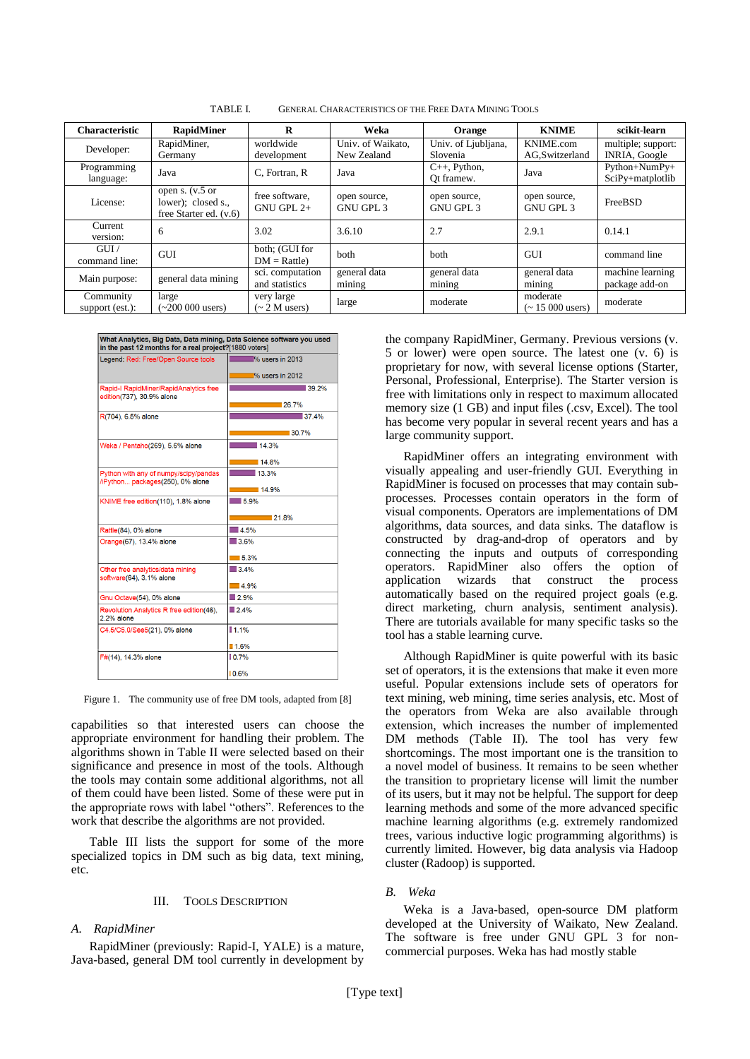TABLE I. GENERAL CHARACTERISTICS OF THE FREE DATA MINING TOOLS

| Characteristic | RapidMiner | R | Weka | Orange | KNIME | scikit-learn |
|---|---|---|---|---|---|---|
| Developer: | RapidMiner, Germany | worldwide development | Univ. of Waikato, New Zealand | Univ. of Ljubljana, Slovenia | KNIME.com AG,Switzerland | multiple; support: INRIA, Google |
| Programming language: | Java | C, Fortran, R | Java | C++, Python, Qt framew. | Java | Python+NumPy+ SciPy+matplotlib |
| License: | open s. (v.5 or lower); closed s., free Starter ed. (v.6) | free software, GNU GPL 2+ | open source, GNU GPL 3 | open source, GNU GPL 3 | open source, GNU GPL 3 | FreeBSD |
| Current version: | 6 | 3.02 | 3.6.10 | 2.7 | 2.9.1 | 0.14.1 |
| GUI / command line: | GUI | both; (GUI for DM = Rattle) | both | both | GUI | command line |
| Main purpose: | general data mining | sci. computation and statistics | general data mining | general data mining | general data mining | machine learning package add-on |
| Community support (est.): | large (~200 000 users) | very large (~ 2 M users) | large | moderate | moderate (~ 15 000 users) | moderate |

**What Analytics, Big Data, Data mining, Data Science software you used in the past 12 months for a real project?** [1880 voters]

Legend: Red: Free/Open Source tools

| Tool | % users in 2013 | % users in 2012 |
|---|---|---|
| Rapid-I RapidMiner/RapidAnalytics free edition(737), 30.9% alone | 39.2% | 26.7% |
| R(704), 6.5% alone | 37.4% | 30.7% |
| Weka / Pentaho(269), 5.6% alone | 14.3% | 14.8% |
| Python with any of numpy/scipy/pandas /iPython... packages(250), 0% alone | 13.3% | 14.9% |
| KNIME free edition(110), 1.8% alone | 5.9% | 21.8% |
| Rattle(84), 0% alone | 4.5% | |
| Orange(67), 13.4% alone | 3.6% | 5.3% |
| Other free analytics/data mining software(64), 3.1% alone | 3.4% | 4.9% |
| Gnu Octave(54), 0% alone | 2.9% | |
| Revolution Analytics R free edition(46), 2.2% alone | 2.4% | |
| C4.5/C5.0/See5(21), 0% alone | 1.1% | 1.6% |
| F#(14), 14.3% alone | 0.7% | 0.6% |

Figure 1. The community use of free DM tools, adapted from [8]

capabilities so that interested users can choose the appropriate environment for handling their problem. The algorithms shown in Table II were selected based on their significance and presence in most of the tools. Although the tools may contain some additional algorithms, not all of them could have been listed. Some of these were put in the appropriate rows with label "others". References to the work that describe the algorithms are not provided.

Table III lists the support for some of the more specialized topics in DM such as big data, text mining, etc.

## III. TOOLS DESCRIPTION

### A. RapidMiner

RapidMiner (previously: Rapid-I, YALE) is a mature, Java-based, general DM tool currently in development by the company RapidMiner, Germany. Previous versions (v. 5 or lower) were open source. The latest one (v. 6) is proprietary for now, with several license options (Starter, Personal, Professional, Enterprise). The Starter version is free with limitations only in respect to maximum allocated memory size (1 GB) and input files (.csv, Excel). The tool has become very popular in several recent years and has a large community support.

RapidMiner offers an integrating environment with visually appealing and user-friendly GUI. Everything in RapidMiner is focused on processes that may contain sub-processes. Processes contain operators in the form of visual components. Operators are implementations of DM algorithms, data sources, and data sinks. The dataflow is constructed by drag-and-drop of operators and by connecting the inputs and outputs of corresponding operators. RapidMiner also offers the option of application wizards that construct the process automatically based on the required project goals (e.g. direct marketing, churn analysis, sentiment analysis). There are tutorials available for many specific tasks so the tool has a stable learning curve.

Although RapidMiner is quite powerful with its basic set of operators, it is the extensions that make it even more useful. Popular extensions include sets of operators for text mining, web mining, time series analysis, etc. Most of the operators from Weka are also available through extension, which increases the number of implemented DM methods (Table II). The tool has very few shortcomings. The most important one is the transition to a novel model of business. It remains to be seen whether the transition to proprietary license will limit the number of its users, but it may not be helpful. The support for deep learning methods and some of the more advanced specific machine learning algorithms (e.g. extremely randomized trees, various inductive logic programming algorithms) is currently limited. However, big data analysis via Hadoop cluster (Radoop) is supported.

### B. Weka

Weka is a Java-based, open-source DM platform developed at the University of Waikato, New Zealand. The software is free under GNU GPL 3 for non-commercial purposes. Weka has had mostly stable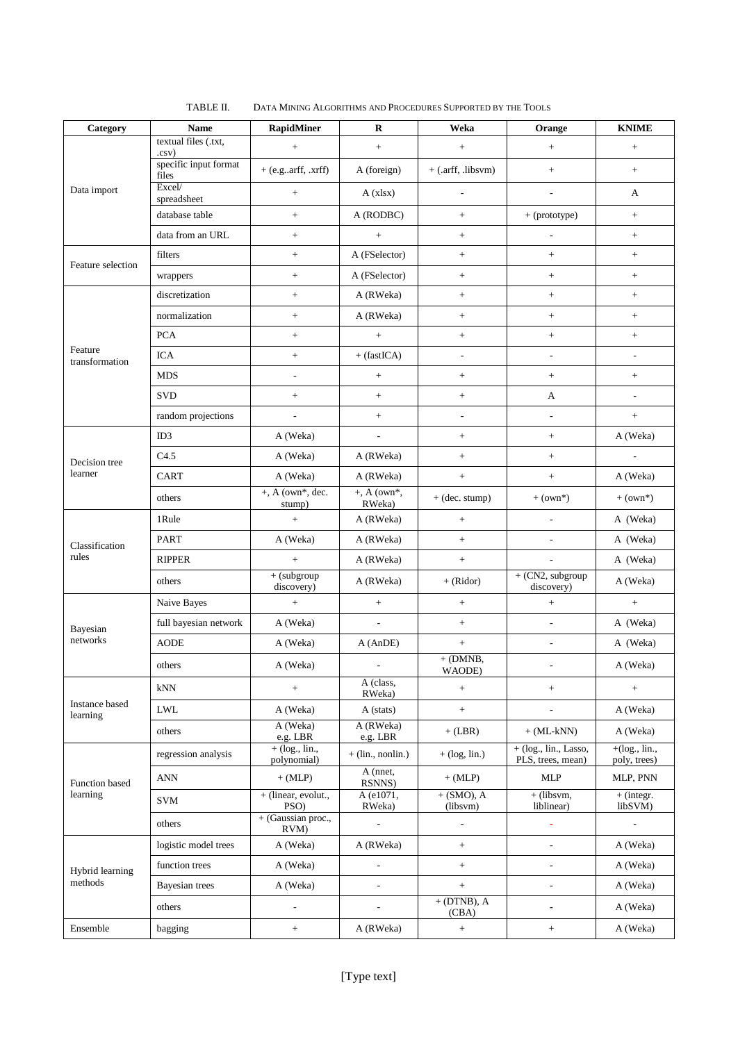TABLE II. DATA MINING ALGORITHMS AND PROCEDURES SUPPORTED BY THE TOOLS

| Category | Name | RapidMiner | R | Weka | Orange | KNIME |
|---|---|---|---|---|---|---|
| Data import | textual files (.txt, .csv) | + | + | + | + | + |
| | specific input format files | + (e.g..arff, .xrff) | A (foreign) | + (.arff, .libsvm) | + | + |
| | Excel/ spreadsheet | + | A (xlsx) | - | - | A |
| | database table | + | A (RODBC) | + | + (prototype) | + |
| | data from an URL | + | + | + | - | + |
| Feature selection | filters | + | A (FSelector) | + | + | + |
| | wrappers | + | A (FSelector) | + | + | + |
| Feature transformation | discretization | + | A (RWeka) | + | + | + |
| | normalization | + | A (RWeka) | + | + | + |
| | PCA | + | + | + | + | + |
| | ICA | + | + (fastICA) | - | - | - |
| | MDS | - | + | + | + | + |
| | SVD | + | + | + | A | - |
| | random projections | - | + | - | - | + |
| Decision tree learner | ID3 | A (Weka) | - | + | + | A (Weka) |
| | C4.5 | A (Weka) | A (RWeka) | + | + | - |
| | CART | A (Weka) | A (RWeka) | + | + | A (Weka) |
| | others | +, A (own*, dec. stump) | +, A (own*, RWeka) | + (dec. stump) | + (own*) | + (own*) |
| Classification rules | 1Rule | + | A (RWeka) | + | - | A (Weka) |
| | PART | A (Weka) | A (RWeka) | + | - | A (Weka) |
| | RIPPER | + | A (RWeka) | + | - | A (Weka) |
| | others | + (subgroup discovery) | A (RWeka) | + (Ridor) | + (CN2, subgroup discovery) | A (Weka) |
| Bayesian networks | Naive Bayes | + | + | + | + | + |
| | full bayesian network | A (Weka) | - | + | - | A (Weka) |
| | AODE | A (Weka) | A (AnDE) | + | - | A (Weka) |
| | others | A (Weka) | - | + (DMNB, WAODE) | - | A (Weka) |
| Instance based learning | kNN | + | A (class, RWeka) | + | + | + |
| | LWL | A (Weka) | A (stats) | + | - | A (Weka) |
| | others | A (Weka) e.g. LBR | A (RWeka) e.g. LBR | + (LBR) | + (ML-kNN) | A (Weka) |
| Function based learning | regression analysis | + (log., lin., polynomial) | + (lin., nonlin.) | + (log, lin.) | + (log., lin., Lasso, PLS, trees, mean) | +(log., lin., poly, trees) |
| | ANN | + (MLP) | A (nnet, RSNNS) | + (MLP) | MLP | MLP, PNN |
| | SVM | + (linear, evolut., PSO) | A (e1071, RWeka) | + (SMO), A (libsvm) | + (libsvm, liblinear) | + (integr. libSVM) |
| | others | + (Gaussian proc., RVM) | - | - | - | - |
| Hybrid learning methods | logistic model trees | A (Weka) | A (RWeka) | + | - | A (Weka) |
| | function trees | A (Weka) | - | + | - | A (Weka) |
| | Bayesian trees | A (Weka) | - | + | - | A (Weka) |
| | others | - | - | + (DTNB), A (CBA) | - | A (Weka) |
| Ensemble | bagging | + | A (RWeka) | + | + | A (Weka) |

[Type text]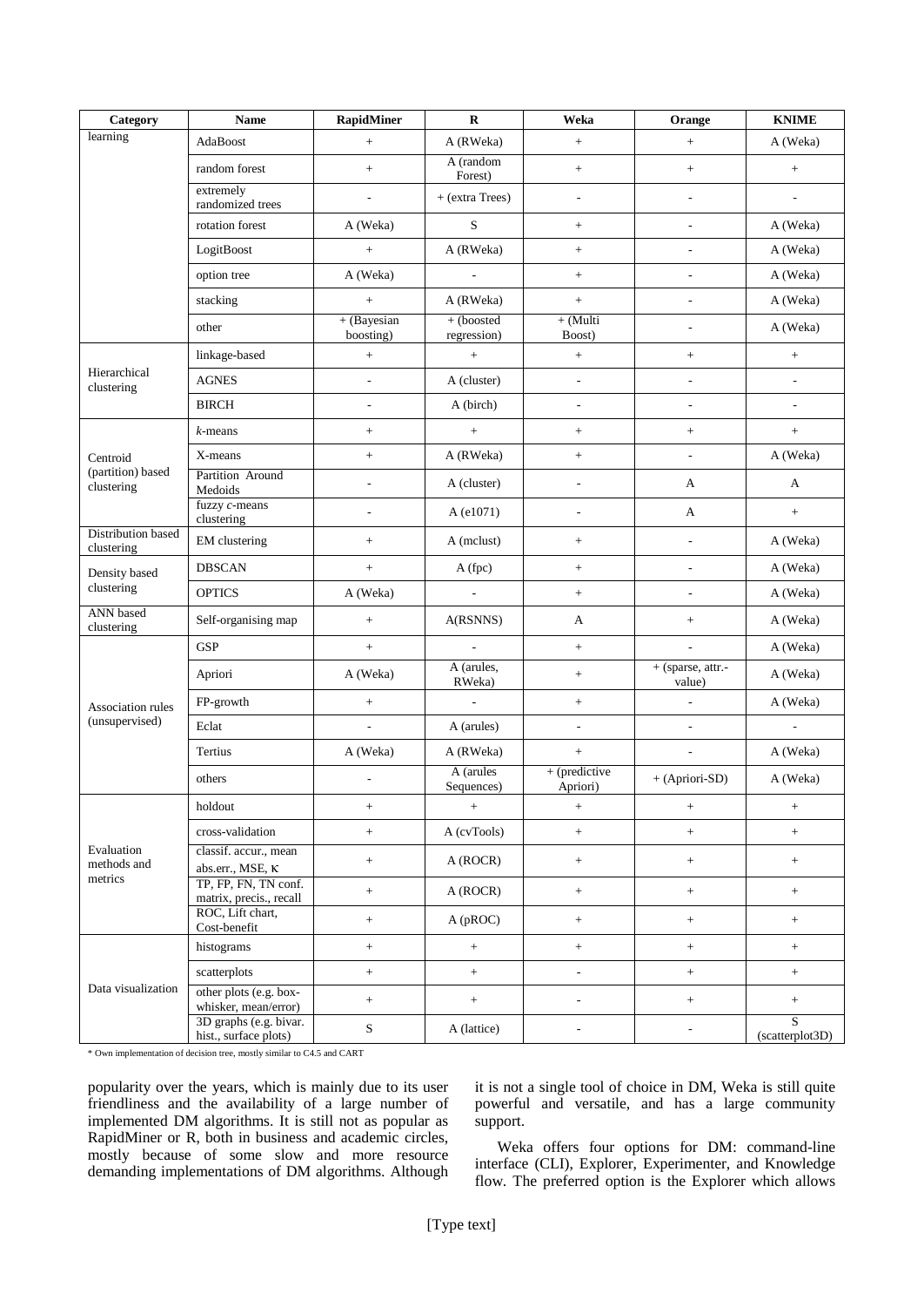| Category | Name | RapidMiner | R | Weka | Orange | KNIME |
|---|---|---|---|---|---|---|
| learning | AdaBoost | + | A (RWeka) | + | + | A (Weka) |
| | random forest | + | A (random Forest) | + | + | + |
| | extremely randomized trees | - | + (extra Trees) | - | - | - |
| | rotation forest | A (Weka) | S | + | - | A (Weka) |
| | LogitBoost | + | A (RWeka) | + | - | A (Weka) |
| | option tree | A (Weka) | - | + | - | A (Weka) |
| | stacking | + | A (RWeka) | + | - | A (Weka) |
| | other | + (Bayesian boosting) | + (boosted regression) | + (Multi Boost) | - | A (Weka) |
| Hierarchical clustering | linkage-based | + | + | + | + | + |
| | AGNES | - | A (cluster) | - | - | - |
| | BIRCH | - | A (birch) | - | - | - |
| Centroid (partition) based clustering | *k*-means | + | + | + | + | + |
| | X-means | + | A (RWeka) | + | - | A (Weka) |
| | Partition Around Medoids | - | A (cluster) | - | A | A |
| | fuzzy *c*-means clustering | - | A (e1071) | - | A | + |
| Distribution based clustering | EM clustering | + | A (mclust) | + | - | A (Weka) |
| Density based clustering | DBSCAN | + | A (fpc) | + | - | A (Weka) |
| | OPTICS | A (Weka) | - | + | - | A (Weka) |
| ANN based clustering | Self-organising map | + | A(RSNNS) | A | + | A (Weka) |
| Association rules (unsupervised) | GSP | + | - | + | - | A (Weka) |
| | Apriori | A (Weka) | A (arules, RWeka) | + | + (sparse, attr.-value) | A (Weka) |
| | FP-growth | + | - | + | - | A (Weka) |
| | Eclat | - | A (arules) | - | - | - |
| | Tertius | A (Weka) | A (RWeka) | + | - | A (Weka) |
| | others | - | A (arules Sequences) | + (predictive Apriori) | + (Apriori-SD) | A (Weka) |
| Evaluation methods and metrics | holdout | + | + | + | + | + |
| | cross-validation | + | A (cvTools) | + | + | + |
| | classif. accur., mean abs.err., MSE, κ | + | A (ROCR) | + | + | + |
| | TP, FP, FN, TN conf. matrix, precis., recall | + | A (ROCR) | + | + | + |
| | ROC, Lift chart, Cost-benefit | + | A (pROC) | + | + | + |
| Data visualization | histograms | + | + | + | + | + |
| | scatterplots | + | + | - | + | + |
| | other plots (e.g. box-whisker, mean/error) | + | + | - | + | + |
| | 3D graphs (e.g. bivar. hist., surface plots) | S | A (lattice) | - | - | S (scatterplot3D) |

\* Own implementation of decision tree, mostly similar to C4.5 and CART

popularity over the years, which is mainly due to its user friendliness and the availability of a large number of implemented DM algorithms. It is still not as popular as RapidMiner or R, both in business and academic circles, mostly because of some slow and more resource demanding implementations of DM algorithms. Although it is not a single tool of choice in DM, Weka is still quite powerful and versatile, and has a large community support.

Weka offers four options for DM: command-line interface (CLI), Explorer, Experimenter, and Knowledge flow. The preferred option is the Explorer which allows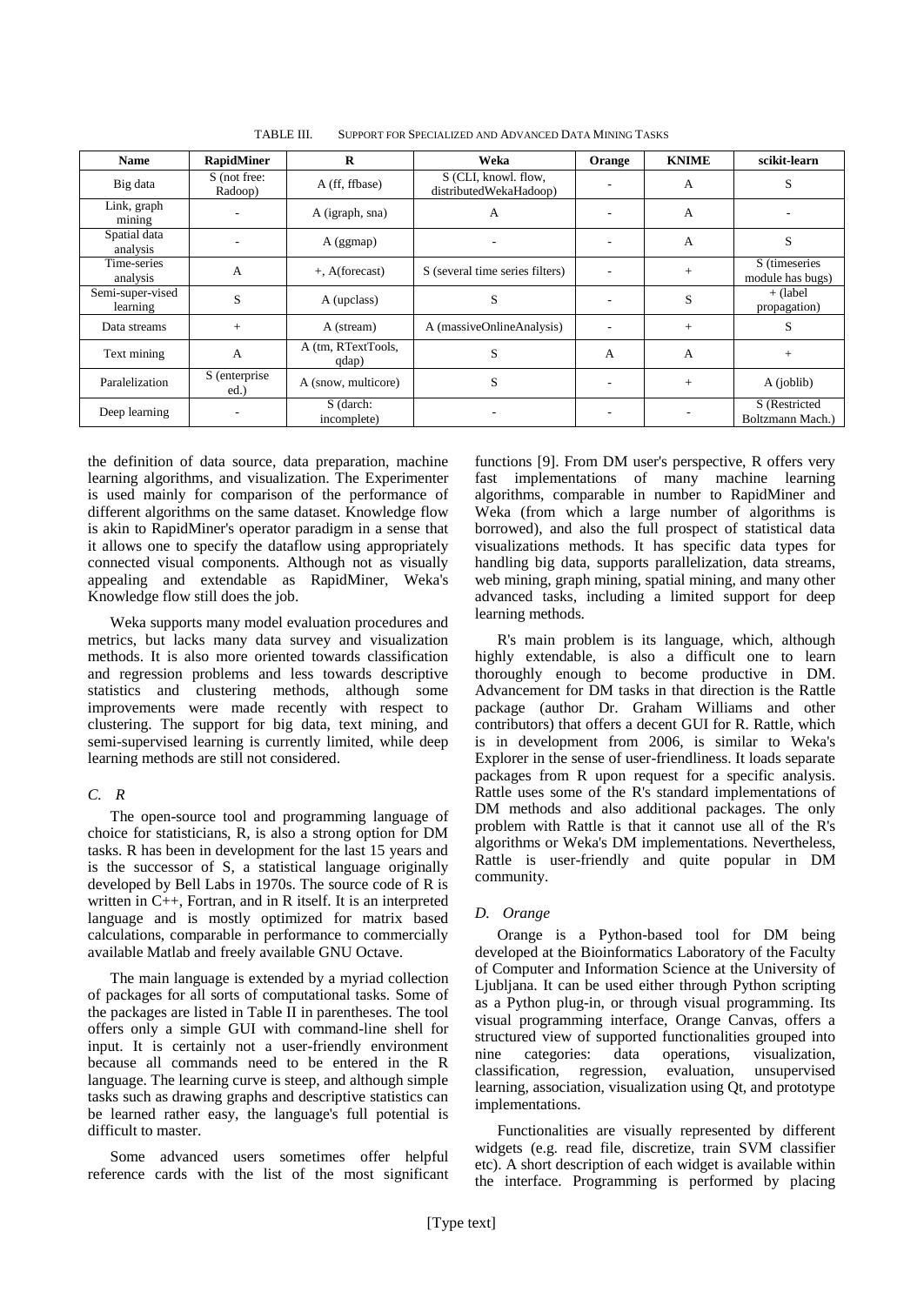TABLE III. SUPPORT FOR SPECIALIZED AND ADVANCED DATA MINING TASKS

| Name | RapidMiner | R | Weka | Orange | KNIME | scikit-learn |
|---|---|---|---|---|---|---|
| Big data | S (not free: Radoop) | A (ff, ffbase) | S (CLI, knowl. flow, distributedWekaHadoop) | - | A | S |
| Link, graph mining | - | A (igraph, sna) | A | - | A | - |
| Spatial data analysis | - | A (ggmap) | - | - | A | S |
| Time-series analysis | A | +, A(forecast) | S (several time series filters) | - | + | S (timeseries module has bugs) |
| Semi-super-vised learning | S | A (upclass) | S | - | S | + (label propagation) |
| Data streams | + | A (stream) | A (massiveOnlineAnalysis) | - | + | S |
| Text mining | A | A (tm, RTextTools, qdap) | S | A | A | + |
| Paralelization | S (enterprise ed.) | A (snow, multicore) | S | - | + | A (joblib) |
| Deep learning | - | S (darch: incomplete) | - | - | - | S (Restricted Boltzmann Mach.) |

the definition of data source, data preparation, machine learning algorithms, and visualization. The Experimenter is used mainly for comparison of the performance of different algorithms on the same dataset. Knowledge flow is akin to RapidMiner's operator paradigm in a sense that it allows one to specify the dataflow using appropriately connected visual components. Although not as visually appealing and extendable as RapidMiner, Weka's Knowledge flow still does the job.

Weka supports many model evaluation procedures and metrics, but lacks many data survey and visualization methods. It is also more oriented towards classification and regression problems and less towards descriptive statistics and clustering methods, although some improvements were made recently with respect to clustering. The support for big data, text mining, and semi-supervised learning is currently limited, while deep learning methods are still not considered.

### *C. R*

The open-source tool and programming language of choice for statisticians, R, is also a strong option for DM tasks. R has been in development for the last 15 years and is the successor of S, a statistical language originally developed by Bell Labs in 1970s. The source code of R is written in C++, Fortran, and in R itself. It is an interpreted language and is mostly optimized for matrix based calculations, comparable in performance to commercially available Matlab and freely available GNU Octave.

The main language is extended by a myriad collection of packages for all sorts of computational tasks. Some of the packages are listed in Table II in parentheses. The tool offers only a simple GUI with command-line shell for input. It is certainly not a user-friendly environment because all commands need to be entered in the R language. The learning curve is steep, and although simple tasks such as drawing graphs and descriptive statistics can be learned rather easy, the language's full potential is difficult to master.

Some advanced users sometimes offer helpful reference cards with the list of the most significant functions [9]. From DM user's perspective, R offers very fast implementations of many machine learning algorithms, comparable in number to RapidMiner and Weka (from which a large number of algorithms is borrowed), and also the full prospect of statistical data visualizations methods. It has specific data types for handling big data, supports parallelization, data streams, web mining, graph mining, spatial mining, and many other advanced tasks, including a limited support for deep learning methods.

R's main problem is its language, which, although highly extendable, is also a difficult one to learn thoroughly enough to become productive in DM. Advancement for DM tasks in that direction is the Rattle package (author Dr. Graham Williams and other contributors) that offers a decent GUI for R. Rattle, which is in development from 2006, is similar to Weka's Explorer in the sense of user-friendliness. It loads separate packages from R upon request for a specific analysis. Rattle uses some of the R's standard implementations of DM methods and also additional packages. The only problem with Rattle is that it cannot use all of the R's algorithms or Weka's DM implementations. Nevertheless, Rattle is user-friendly and quite popular in DM community.

### *D. Orange*

Orange is a Python-based tool for DM being developed at the Bioinformatics Laboratory of the Faculty of Computer and Information Science at the University of Ljubljana. It can be used either through Python scripting as a Python plug-in, or through visual programming. Its visual programming interface, Orange Canvas, offers a structured view of supported functionalities grouped into nine categories: data operations, visualization, classification, regression, evaluation, unsupervised learning, association, visualization using Qt, and prototype implementations.

Functionalities are visually represented by different widgets (e.g. read file, discretize, train SVM classifier etc). A short description of each widget is available within the interface. Programming is performed by placing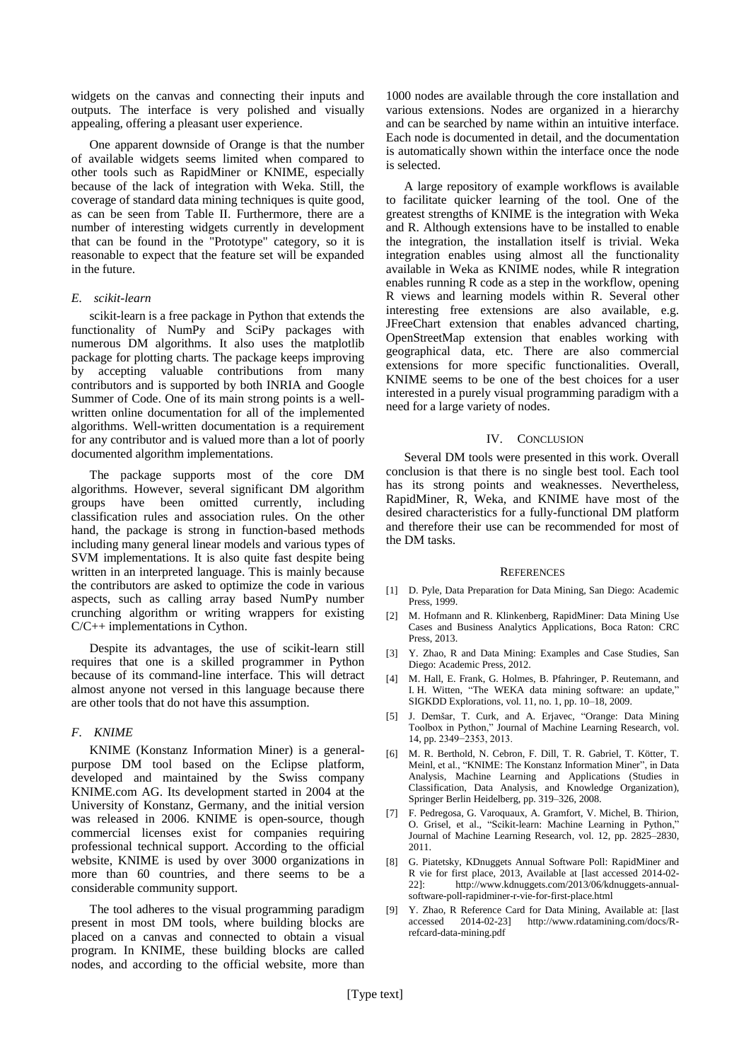widgets on the canvas and connecting their inputs and outputs. The interface is very polished and visually appealing, offering a pleasant user experience.

One apparent downside of Orange is that the number of available widgets seems limited when compared to other tools such as RapidMiner or KNIME, especially because of the lack of integration with Weka. Still, the coverage of standard data mining techniques is quite good, as can be seen from Table II. Furthermore, there are a number of interesting widgets currently in development that can be found in the "Prototype" category, so it is reasonable to expect that the feature set will be expanded in the future.

### *E. scikit-learn*

scikit-learn is a free package in Python that extends the functionality of NumPy and SciPy packages with numerous DM algorithms. It also uses the matplotlib package for plotting charts. The package keeps improving by accepting valuable contributions from many contributors and is supported by both INRIA and Google Summer of Code. One of its main strong points is a well-written online documentation for all of the implemented algorithms. Well-written documentation is a requirement for any contributor and is valued more than a lot of poorly documented algorithm implementations.

The package supports most of the core DM algorithms. However, several significant DM algorithm groups have been omitted currently, including classification rules and association rules. On the other hand, the package is strong in function-based methods including many general linear models and various types of SVM implementations. It is also quite fast despite being written in an interpreted language. This is mainly because the contributors are asked to optimize the code in various aspects, such as calling array based NumPy number crunching algorithm or writing wrappers for existing C/C++ implementations in Cython.

Despite its advantages, the use of scikit-learn still requires that one is a skilled programmer in Python because of its command-line interface. This will detract almost anyone not versed in this language because there are other tools that do not have this assumption.

### *F. KNIME*

KNIME (Konstanz Information Miner) is a general-purpose DM tool based on the Eclipse platform, developed and maintained by the Swiss company KNIME.com AG. Its development started in 2004 at the University of Konstanz, Germany, and the initial version was released in 2006. KNIME is open-source, though commercial licenses exist for companies requiring professional technical support. According to the official website, KNIME is used by over 3000 organizations in more than 60 countries, and there seems to be a considerable community support.

The tool adheres to the visual programming paradigm present in most DM tools, where building blocks are placed on a canvas and connected to obtain a visual program. In KNIME, these building blocks are called nodes, and according to the official website, more than 1000 nodes are available through the core installation and various extensions. Nodes are organized in a hierarchy and can be searched by name within an intuitive interface. Each node is documented in detail, and the documentation is automatically shown within the interface once the node is selected.

A large repository of example workflows is available to facilitate quicker learning of the tool. One of the greatest strengths of KNIME is the integration with Weka and R. Although extensions have to be installed to enable the integration, the installation itself is trivial. Weka integration enables using almost all the functionality available in Weka as KNIME nodes, while R integration enables running R code as a step in the workflow, opening R views and learning models within R. Several other interesting free extensions are also available, e.g. JFreeChart extension that enables advanced charting, OpenStreetMap extension that enables working with geographical data, etc. There are also commercial extensions for more specific functionalities. Overall, KNIME seems to be one of the best choices for a user interested in a purely visual programming paradigm with a need for a large variety of nodes.

## IV. CONCLUSION

Several DM tools were presented in this work. Overall conclusion is that there is no single best tool. Each tool has its strong points and weaknesses. Nevertheless, RapidMiner, R, Weka, and KNIME have most of the desired characteristics for a fully-functional DM platform and therefore their use can be recommended for most of the DM tasks.

## REFERENCES

[1] D. Pyle, Data Preparation for Data Mining, San Diego: Academic Press, 1999.

[2] M. Hofmann and R. Klinkenberg, RapidMiner: Data Mining Use Cases and Business Analytics Applications, Boca Raton: CRC Press, 2013.

[3] Y. Zhao, R and Data Mining: Examples and Case Studies, San Diego: Academic Press, 2012.

[4] M. Hall, E. Frank, G. Holmes, B. Pfahringer, P. Reutemann, and I. H. Witten, "The WEKA data mining software: an update," SIGKDD Explorations, vol. 11, no. 1, pp. 10–18, 2009.

[5] J. Demšar, T. Curk, and A. Erjavec, "Orange: Data Mining Toolbox in Python," Journal of Machine Learning Research, vol. 14, pp. 2349−2353, 2013.

[6] M. R. Berthold, N. Cebron, F. Dill, T. R. Gabriel, T. Kötter, T. Meinl, et al., "KNIME: The Konstanz Information Miner", in Data Analysis, Machine Learning and Applications (Studies in Classification, Data Analysis, and Knowledge Organization), Springer Berlin Heidelberg, pp. 319–326, 2008.

[7] F. Pedregosa, G. Varoquaux, A. Gramfort, V. Michel, B. Thirion, O. Grisel, et al., "Scikit-learn: Machine Learning in Python," Journal of Machine Learning Research, vol. 12, pp. 2825–2830, 2011.

[8] G. Piatetsky, KDnuggets Annual Software Poll: RapidMiner and R vie for first place, 2013, Available at [last accessed 2014-02-22]: http://www.kdnuggets.com/2013/06/kdnuggets-annual-software-poll-rapidminer-r-vie-for-first-place.html

[9] Y. Zhao, R Reference Card for Data Mining, Available at: [last accessed 2014-02-23] http://www.rdatamining.com/docs/R-refcard-data-mining.pdf